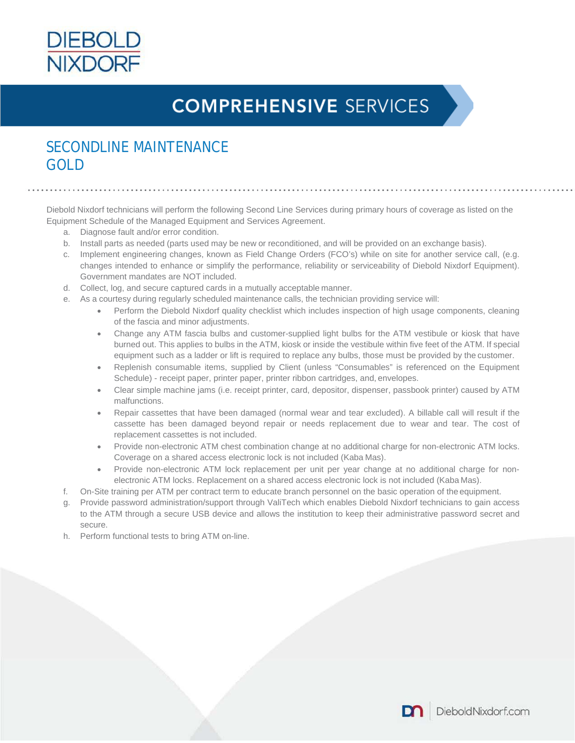# DIEBOLD NIXDORF

## COMPREHENSIVE SERVICES

## SECONDLINE MAINTENANCE GOLD

Diebold Nixdorf technicians will perform the following Second Line Services during primary hours of coverage as listed on the Equipment Schedule of the Managed Equipment and Services Agreement.

a. Diagnose fault and/or error condition.
b. Install parts as needed (parts used may be new or reconditioned, and will be provided on an exchange basis).
c. Implement engineering changes, known as Field Change Orders (FCO's) while on site for another service call, (e.g. changes intended to enhance or simplify the performance, reliability or serviceability of Diebold Nixdorf Equipment). Government mandates are NOT included.
d. Collect, log, and secure captured cards in a mutually acceptable manner.
e. As a courtesy during regularly scheduled maintenance calls, the technician providing service will:
   - Perform the Diebold Nixdorf quality checklist which includes inspection of high usage components, cleaning of the fascia and minor adjustments.
   - Change any ATM fascia bulbs and customer-supplied light bulbs for the ATM vestibule or kiosk that have burned out. This applies to bulbs in the ATM, kiosk or inside the vestibule within five feet of the ATM. If special equipment such as a ladder or lift is required to replace any bulbs, those must be provided by the customer.
   - Replenish consumable items, supplied by Client (unless "Consumables" is referenced on the Equipment Schedule) - receipt paper, printer paper, printer ribbon cartridges, and, envelopes.
   - Clear simple machine jams (i.e. receipt printer, card, depositor, dispenser, passbook printer) caused by ATM malfunctions.
   - Repair cassettes that have been damaged (normal wear and tear excluded). A billable call will result if the cassette has been damaged beyond repair or needs replacement due to wear and tear. The cost of replacement cassettes is not included.
   - Provide non-electronic ATM chest combination change at no additional charge for non-electronic ATM locks. Coverage on a shared access electronic lock is not included (Kaba Mas).
   - Provide non-electronic ATM lock replacement per unit per year change at no additional charge for non-electronic ATM locks. Replacement on a shared access electronic lock is not included (Kaba Mas).
f. On-Site training per ATM per contract term to educate branch personnel on the basic operation of the equipment.
g. Provide password administration/support through ValiTech which enables Diebold Nixdorf technicians to gain access to the ATM through a secure USB device and allows the institution to keep their administrative password secret and secure.
h. Perform functional tests to bring ATM on-line.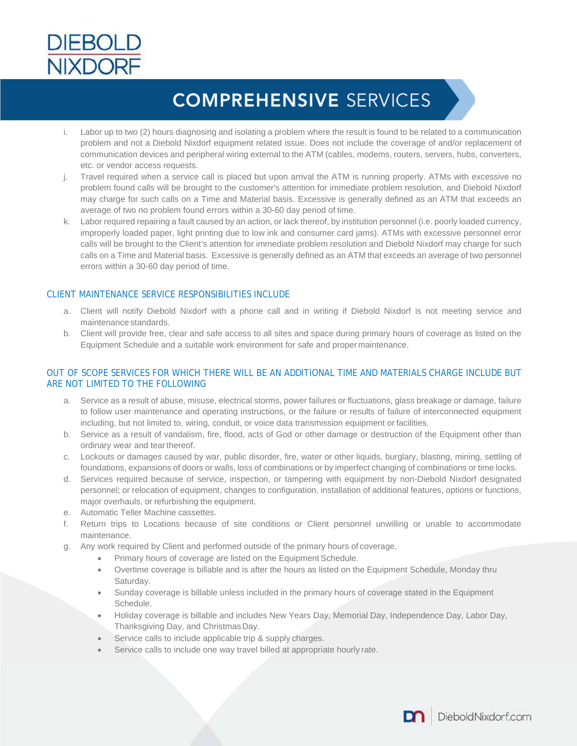# COMPREHENSIVE SERVICES

i. Labor up to two (2) hours diagnosing and isolating a problem where the result is found to be related to a communication problem and not a Diebold Nixdorf equipment related issue. Does not include the coverage of and/or replacement of communication devices and peripheral wiring external to the ATM (cables, modems, routers, servers, hubs, converters, etc. or vendor access requests.

j. Travel required when a service call is placed but upon arrival the ATM is running properly. ATMs with excessive no problem found calls will be brought to the customer's attention for immediate problem resolution, and Diebold Nixdorf may charge for such calls on a Time and Material basis. Excessive is generally defined as an ATM that exceeds an average of two no problem found errors within a 30-60 day period of time.

k. Labor required repairing a fault caused by an action, or lack thereof, by institution personnel (i.e. poorly loaded currency, improperly loaded paper, light printing due to low ink and consumer card jams). ATMs with excessive personnel error calls will be brought to the Client's attention for immediate problem resolution and Diebold Nixdorf may charge for such calls on a Time and Material basis. Excessive is generally defined as an ATM that exceeds an average of two personnel errors within a 30-60 day period of time.

## CLIENT MAINTENANCE SERVICE RESPONSIBILITIES INCLUDE

a. Client will notify Diebold Nixdorf with a phone call and in writing if Diebold Nixdorf is not meeting service and maintenance standards.

b. Client will provide free, clear and safe access to all sites and space during primary hours of coverage as listed on the Equipment Schedule and a suitable work environment for safe and proper maintenance.

## OUT OF SCOPE SERVICES FOR WHICH THERE WILL BE AN ADDITIONAL TIME AND MATERIALS CHARGE INCLUDE BUT ARE NOT LIMITED TO THE FOLLOWING

a. Service as a result of abuse, misuse, electrical storms, power failures or fluctuations, glass breakage or damage, failure to follow user maintenance and operating instructions, or the failure or results of failure of interconnected equipment including, but not limited to, wiring, conduit, or voice data transmission equipment or facilities.

b. Service as a result of vandalism, fire, flood, acts of God or other damage or destruction of the Equipment other than ordinary wear and tear thereof.

c. Lockouts or damages caused by war, public disorder, fire, water or other liquids, burglary, blasting, mining, settling of foundations, expansions of doors or walls, loss of combinations or by imperfect changing of combinations or time locks.

d. Services required because of service, inspection, or tampering with equipment by non-Diebold Nixdorf designated personnel; or relocation of equipment, changes to configuration, installation of additional features, options or functions, major overhauls, or refurbishing the equipment.

e. Automatic Teller Machine cassettes.

f. Return trips to Locations because of site conditions or Client personnel unwilling or unable to accommodate maintenance.

g. Any work required by Client and performed outside of the primary hours of coverage.
   - Primary hours of coverage are listed on the Equipment Schedule.
   - Overtime coverage is billable and is after the hours as listed on the Equipment Schedule, Monday thru Saturday.
   - Sunday coverage is billable unless included in the primary hours of coverage stated in the Equipment Schedule.
   - Holiday coverage is billable and includes New Years Day, Memorial Day, Independence Day, Labor Day, Thanksgiving Day, and Christmas Day.
   - Service calls to include applicable trip & supply charges.
   - Service calls to include one way travel billed at appropriate hourly rate.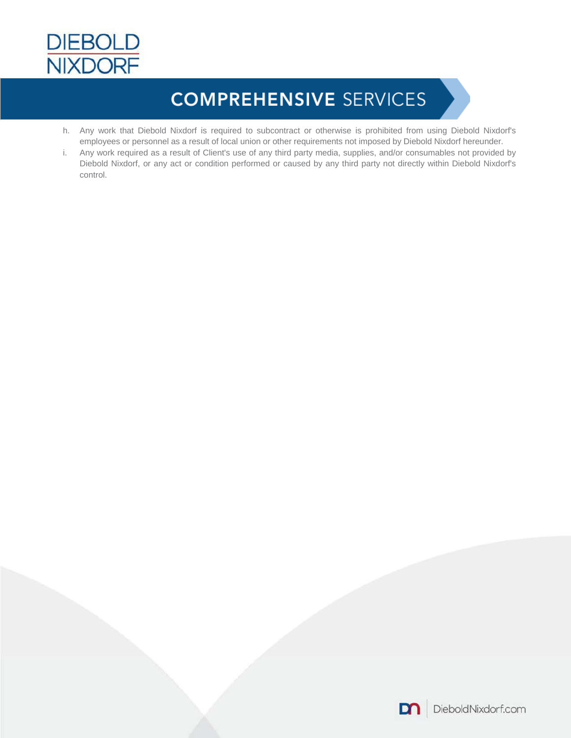h. Any work that Diebold Nixdorf is required to subcontract or otherwise is prohibited from using Diebold Nixdorf's employees or personnel as a result of local union or other requirements not imposed by Diebold Nixdorf hereunder.
i. Any work required as a result of Client's use of any third party media, supplies, and/or consumables not provided by Diebold Nixdorf, or any act or condition performed or caused by any third party not directly within Diebold Nixdorf's control.